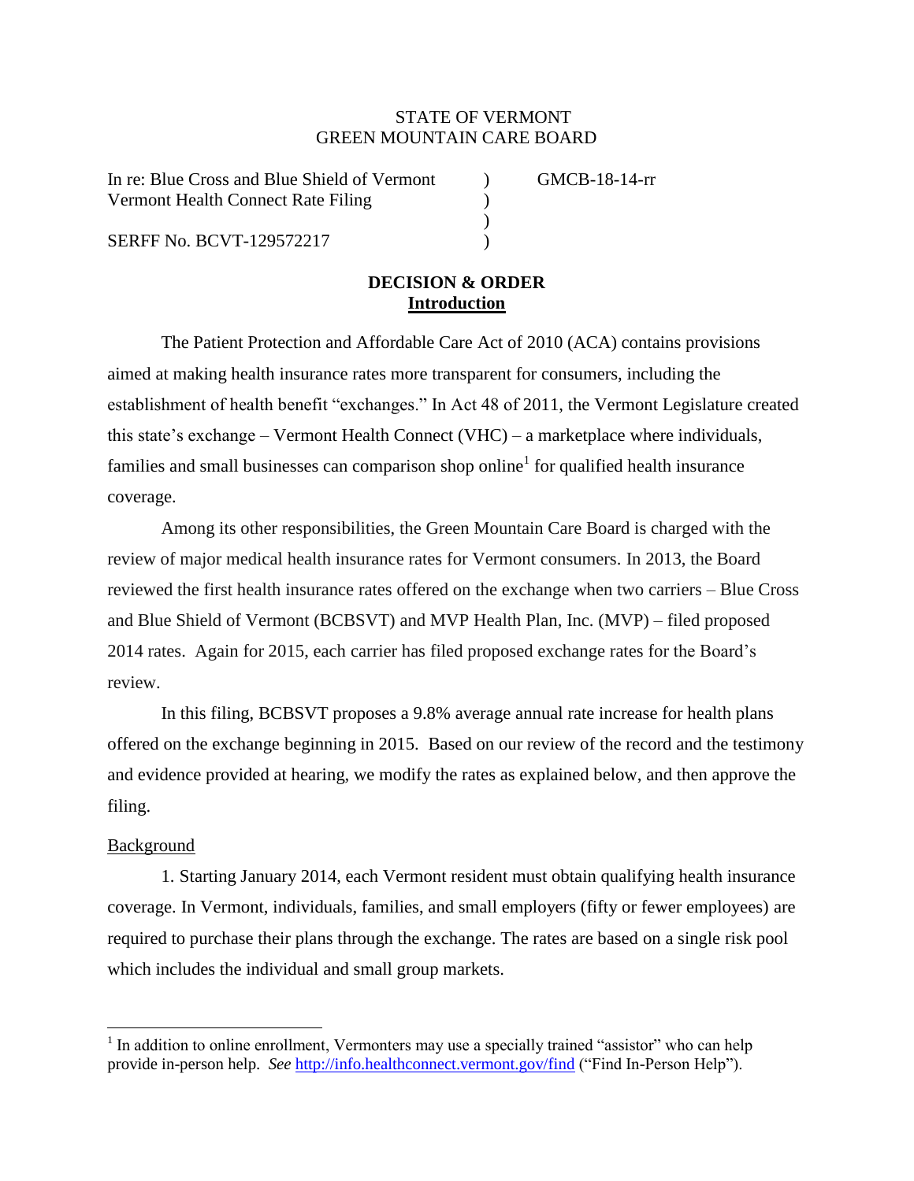STATE OF VERMONT
GREEN MOUNTAIN CARE BOARD

In re: Blue Cross and Blue Shield of Vermont ) GMCB-18-14-rr
Vermont Health Connect Rate Filing )
)
SERFF No. BCVT-129572217 )

**DECISION & ORDER**

## Introduction

The Patient Protection and Affordable Care Act of 2010 (ACA) contains provisions aimed at making health insurance rates more transparent for consumers, including the establishment of health benefit "exchanges." In Act 48 of 2011, the Vermont Legislature created this state's exchange – Vermont Health Connect (VHC) – a marketplace where individuals, families and small businesses can comparison shop online[1] for qualified health insurance coverage.

Among its other responsibilities, the Green Mountain Care Board is charged with the review of major medical health insurance rates for Vermont consumers. In 2013, the Board reviewed the first health insurance rates offered on the exchange when two carriers – Blue Cross and Blue Shield of Vermont (BCBSVT) and MVP Health Plan, Inc. (MVP) – filed proposed 2014 rates. Again for 2015, each carrier has filed proposed exchange rates for the Board's review.

In this filing, BCBSVT proposes a 9.8% average annual rate increase for health plans offered on the exchange beginning in 2015. Based on our review of the record and the testimony and evidence provided at hearing, we modify the rates as explained below, and then approve the filing.

## Background

1. Starting January 2014, each Vermont resident must obtain qualifying health insurance coverage. In Vermont, individuals, families, and small employers (fifty or fewer employees) are required to purchase their plans through the exchange. The rates are based on a single risk pool which includes the individual and small group markets.

---

[1] In addition to online enrollment, Vermonters may use a specially trained "assistor" who can help provide in-person help. *See* http://info.healthconnect.vermont.gov/find ("Find In-Person Help").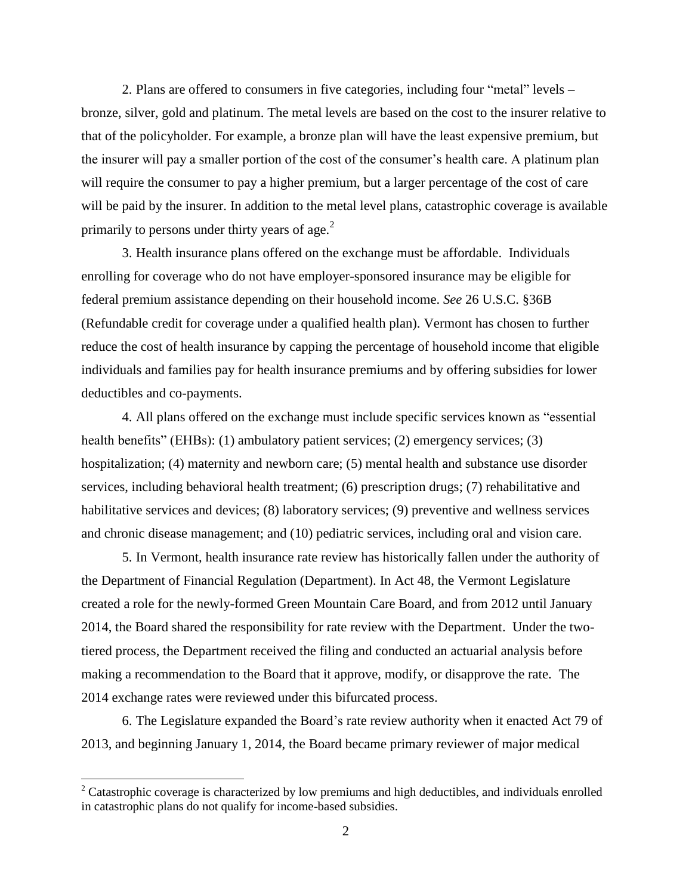2. Plans are offered to consumers in five categories, including four "metal" levels – bronze, silver, gold and platinum. The metal levels are based on the cost to the insurer relative to that of the policyholder. For example, a bronze plan will have the least expensive premium, but the insurer will pay a smaller portion of the cost of the consumer's health care. A platinum plan will require the consumer to pay a higher premium, but a larger percentage of the cost of care will be paid by the insurer. In addition to the metal level plans, catastrophic coverage is available primarily to persons under thirty years of age.[2]

3. Health insurance plans offered on the exchange must be affordable. Individuals enrolling for coverage who do not have employer-sponsored insurance may be eligible for federal premium assistance depending on their household income. *See* 26 U.S.C. §36B (Refundable credit for coverage under a qualified health plan). Vermont has chosen to further reduce the cost of health insurance by capping the percentage of household income that eligible individuals and families pay for health insurance premiums and by offering subsidies for lower deductibles and co-payments.

4. All plans offered on the exchange must include specific services known as "essential health benefits" (EHBs): (1) ambulatory patient services; (2) emergency services; (3) hospitalization; (4) maternity and newborn care; (5) mental health and substance use disorder services, including behavioral health treatment; (6) prescription drugs; (7) rehabilitative and habilitative services and devices; (8) laboratory services; (9) preventive and wellness services and chronic disease management; and (10) pediatric services, including oral and vision care.

5. In Vermont, health insurance rate review has historically fallen under the authority of the Department of Financial Regulation (Department). In Act 48, the Vermont Legislature created a role for the newly-formed Green Mountain Care Board, and from 2012 until January 2014, the Board shared the responsibility for rate review with the Department. Under the two-tiered process, the Department received the filing and conducted an actuarial analysis before making a recommendation to the Board that it approve, modify, or disapprove the rate. The 2014 exchange rates were reviewed under this bifurcated process.

6. The Legislature expanded the Board's rate review authority when it enacted Act 79 of 2013, and beginning January 1, 2014, the Board became primary reviewer of major medical

[2] Catastrophic coverage is characterized by low premiums and high deductibles, and individuals enrolled in catastrophic plans do not qualify for income-based subsidies.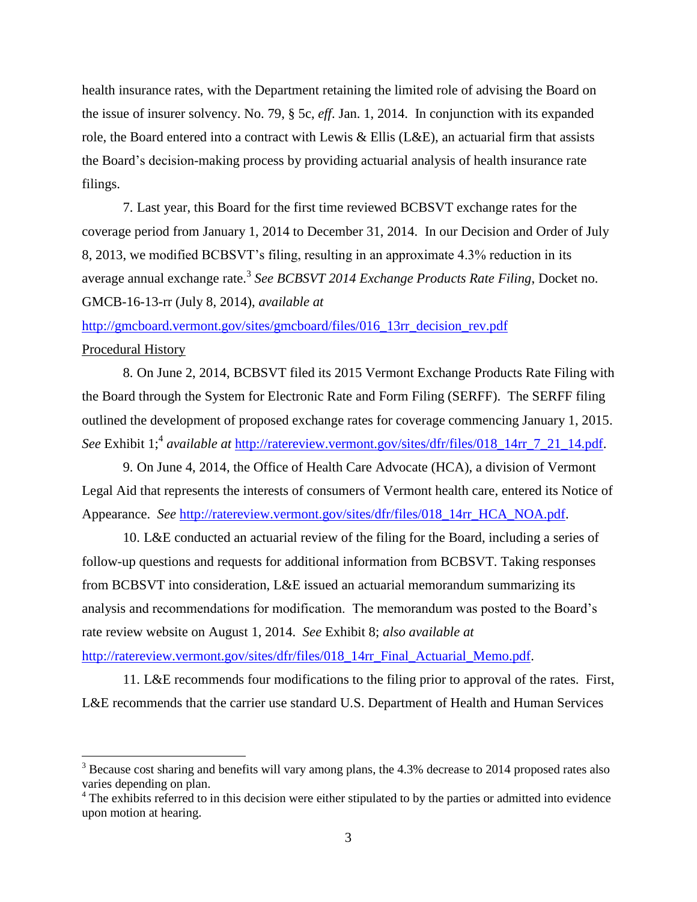health insurance rates, with the Department retaining the limited role of advising the Board on the issue of insurer solvency. No. 79, § 5c, *eff*. Jan. 1, 2014. In conjunction with its expanded role, the Board entered into a contract with Lewis & Ellis (L&E), an actuarial firm that assists the Board's decision-making process by providing actuarial analysis of health insurance rate filings.

7. Last year, this Board for the first time reviewed BCBSVT exchange rates for the coverage period from January 1, 2014 to December 31, 2014. In our Decision and Order of July 8, 2013, we modified BCBSVT's filing, resulting in an approximate 4.3% reduction in its average annual exchange rate.[3] *See BCBSVT 2014 Exchange Products Rate Filing*, Docket no. GMCB-16-13-rr (July 8, 2014), *available at* http://gmcboard.vermont.gov/sites/gmcboard/files/016_13rr_decision_rev.pdf

Procedural History

8. On June 2, 2014, BCBSVT filed its 2015 Vermont Exchange Products Rate Filing with the Board through the System for Electronic Rate and Form Filing (SERFF). The SERFF filing outlined the development of proposed exchange rates for coverage commencing January 1, 2015. *See* Exhibit 1;[4] *available at* http://ratereview.vermont.gov/sites/dfr/files/018_14rr_7_21_14.pdf.

9. On June 4, 2014, the Office of Health Care Advocate (HCA), a division of Vermont Legal Aid that represents the interests of consumers of Vermont health care, entered its Notice of Appearance. *See* http://ratereview.vermont.gov/sites/dfr/files/018_14rr_HCA_NOA.pdf.

10. L&E conducted an actuarial review of the filing for the Board, including a series of follow-up questions and requests for additional information from BCBSVT. Taking responses from BCBSVT into consideration, L&E issued an actuarial memorandum summarizing its analysis and recommendations for modification. The memorandum was posted to the Board's rate review website on August 1, 2014. *See* Exhibit 8; *also available at* http://ratereview.vermont.gov/sites/dfr/files/018_14rr_Final_Actuarial_Memo.pdf.

11. L&E recommends four modifications to the filing prior to approval of the rates. First, L&E recommends that the carrier use standard U.S. Department of Health and Human Services

---

[3] Because cost sharing and benefits will vary among plans, the 4.3% decrease to 2014 proposed rates also varies depending on plan.

[4] The exhibits referred to in this decision were either stipulated to by the parties or admitted into evidence upon motion at hearing.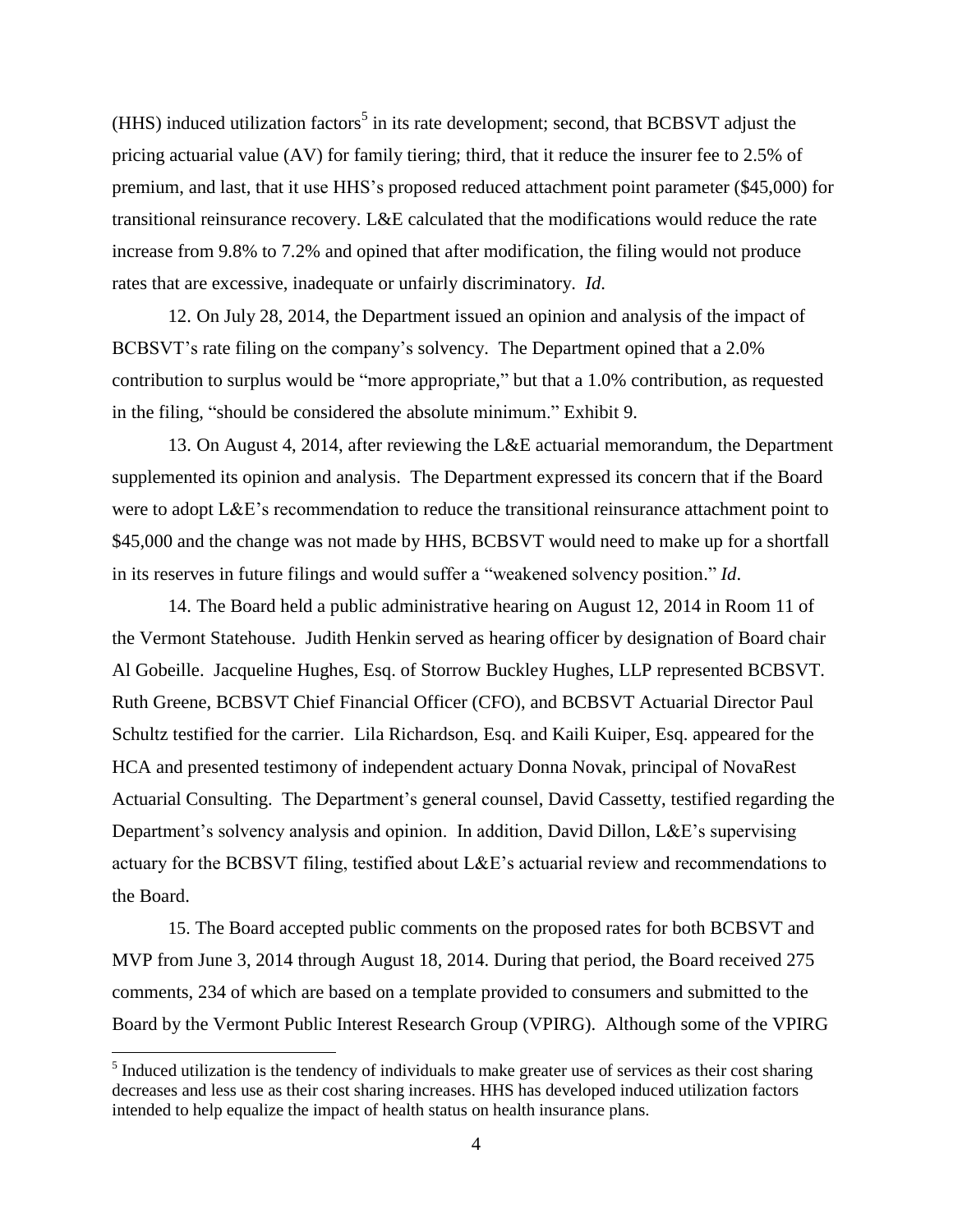(HHS) induced utilization factors[5] in its rate development; second, that BCBSVT adjust the pricing actuarial value (AV) for family tiering; third, that it reduce the insurer fee to 2.5% of premium, and last, that it use HHS's proposed reduced attachment point parameter ($45,000) for transitional reinsurance recovery. L&E calculated that the modifications would reduce the rate increase from 9.8% to 7.2% and opined that after modification, the filing would not produce rates that are excessive, inadequate or unfairly discriminatory. *Id.*

12. On July 28, 2014, the Department issued an opinion and analysis of the impact of BCBSVT's rate filing on the company's solvency. The Department opined that a 2.0% contribution to surplus would be "more appropriate," but that a 1.0% contribution, as requested in the filing, "should be considered the absolute minimum." Exhibit 9.

13. On August 4, 2014, after reviewing the L&E actuarial memorandum, the Department supplemented its opinion and analysis. The Department expressed its concern that if the Board were to adopt L&E's recommendation to reduce the transitional reinsurance attachment point to $45,000 and the change was not made by HHS, BCBSVT would need to make up for a shortfall in its reserves in future filings and would suffer a "weakened solvency position." *Id*.

14. The Board held a public administrative hearing on August 12, 2014 in Room 11 of the Vermont Statehouse. Judith Henkin served as hearing officer by designation of Board chair Al Gobeille. Jacqueline Hughes, Esq. of Storrow Buckley Hughes, LLP represented BCBSVT. Ruth Greene, BCBSVT Chief Financial Officer (CFO), and BCBSVT Actuarial Director Paul Schultz testified for the carrier. Lila Richardson, Esq. and Kaili Kuiper, Esq. appeared for the HCA and presented testimony of independent actuary Donna Novak, principal of NovaRest Actuarial Consulting. The Department's general counsel, David Cassetty, testified regarding the Department's solvency analysis and opinion. In addition, David Dillon, L&E's supervising actuary for the BCBSVT filing, testified about L&E's actuarial review and recommendations to the Board.

15. The Board accepted public comments on the proposed rates for both BCBSVT and MVP from June 3, 2014 through August 18, 2014. During that period, the Board received 275 comments, 234 of which are based on a template provided to consumers and submitted to the Board by the Vermont Public Interest Research Group (VPIRG). Although some of the VPIRG

[5] Induced utilization is the tendency of individuals to make greater use of services as their cost sharing decreases and less use as their cost sharing increases. HHS has developed induced utilization factors intended to help equalize the impact of health status on health insurance plans.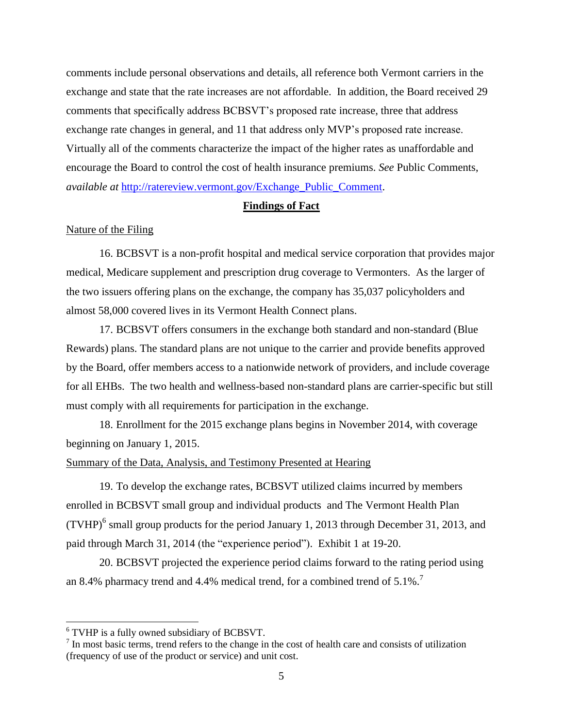comments include personal observations and details, all reference both Vermont carriers in the exchange and state that the rate increases are not affordable. In addition, the Board received 29 comments that specifically address BCBSVT's proposed rate increase, three that address exchange rate changes in general, and 11 that address only MVP's proposed rate increase. Virtually all of the comments characterize the impact of the higher rates as unaffordable and encourage the Board to control the cost of health insurance premiums. *See* Public Comments, *available at* [http://ratereview.vermont.gov/Exchange_Public_Comment](http://ratereview.vermont.gov/Exchange_Public_Comment).

## **Findings of Fact**

### Nature of the Filing

16. BCBSVT is a non-profit hospital and medical service corporation that provides major medical, Medicare supplement and prescription drug coverage to Vermonters. As the larger of the two issuers offering plans on the exchange, the company has 35,037 policyholders and almost 58,000 covered lives in its Vermont Health Connect plans.

17. BCBSVT offers consumers in the exchange both standard and non-standard (Blue Rewards) plans. The standard plans are not unique to the carrier and provide benefits approved by the Board, offer members access to a nationwide network of providers, and include coverage for all EHBs. The two health and wellness-based non-standard plans are carrier-specific but still must comply with all requirements for participation in the exchange.

18. Enrollment for the 2015 exchange plans begins in November 2014, with coverage beginning on January 1, 2015.

### Summary of the Data, Analysis, and Testimony Presented at Hearing

19. To develop the exchange rates, BCBSVT utilized claims incurred by members enrolled in BCBSVT small group and individual products and The Vermont Health Plan (TVHP)[6] small group products for the period January 1, 2013 through December 31, 2013, and paid through March 31, 2014 (the "experience period"). Exhibit 1 at 19-20.

20. BCBSVT projected the experience period claims forward to the rating period using an 8.4% pharmacy trend and 4.4% medical trend, for a combined trend of 5.1%.[7]

---

[6] TVHP is a fully owned subsidiary of BCBSVT.

[7] In most basic terms, trend refers to the change in the cost of health care and consists of utilization (frequency of use of the product or service) and unit cost.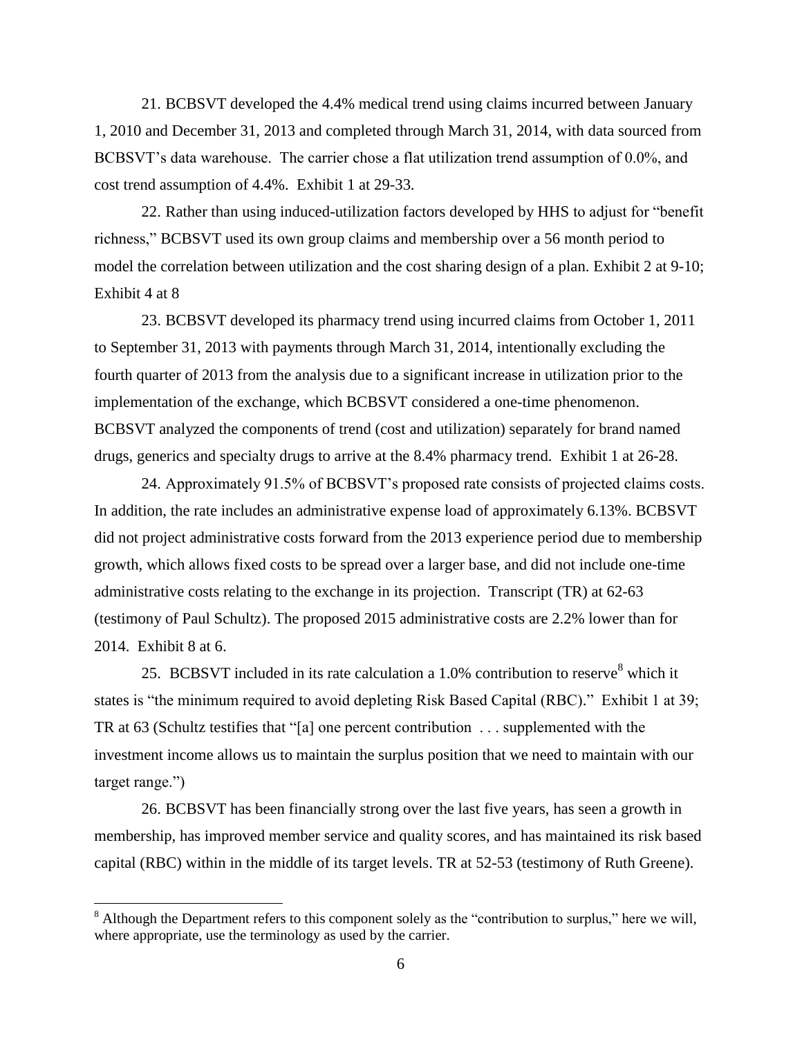21. BCBSVT developed the 4.4% medical trend using claims incurred between January 1, 2010 and December 31, 2013 and completed through March 31, 2014, with data sourced from BCBSVT's data warehouse. The carrier chose a flat utilization trend assumption of 0.0%, and cost trend assumption of 4.4%. Exhibit 1 at 29-33.

22. Rather than using induced-utilization factors developed by HHS to adjust for "benefit richness," BCBSVT used its own group claims and membership over a 56 month period to model the correlation between utilization and the cost sharing design of a plan. Exhibit 2 at 9-10; Exhibit 4 at 8

23. BCBSVT developed its pharmacy trend using incurred claims from October 1, 2011 to September 31, 2013 with payments through March 31, 2014, intentionally excluding the fourth quarter of 2013 from the analysis due to a significant increase in utilization prior to the implementation of the exchange, which BCBSVT considered a one-time phenomenon. BCBSVT analyzed the components of trend (cost and utilization) separately for brand named drugs, generics and specialty drugs to arrive at the 8.4% pharmacy trend. Exhibit 1 at 26-28.

24. Approximately 91.5% of BCBSVT's proposed rate consists of projected claims costs. In addition, the rate includes an administrative expense load of approximately 6.13%. BCBSVT did not project administrative costs forward from the 2013 experience period due to membership growth, which allows fixed costs to be spread over a larger base, and did not include one-time administrative costs relating to the exchange in its projection. Transcript (TR) at 62-63 (testimony of Paul Schultz). The proposed 2015 administrative costs are 2.2% lower than for 2014. Exhibit 8 at 6.

25. BCBSVT included in its rate calculation a 1.0% contribution to reserve[8] which it states is "the minimum required to avoid depleting Risk Based Capital (RBC)." Exhibit 1 at 39; TR at 63 (Schultz testifies that "[a] one percent contribution . . . supplemented with the investment income allows us to maintain the surplus position that we need to maintain with our target range.")

26. BCBSVT has been financially strong over the last five years, has seen a growth in membership, has improved member service and quality scores, and has maintained its risk based capital (RBC) within in the middle of its target levels. TR at 52-53 (testimony of Ruth Greene).

---

[8] Although the Department refers to this component solely as the "contribution to surplus," here we will, where appropriate, use the terminology as used by the carrier.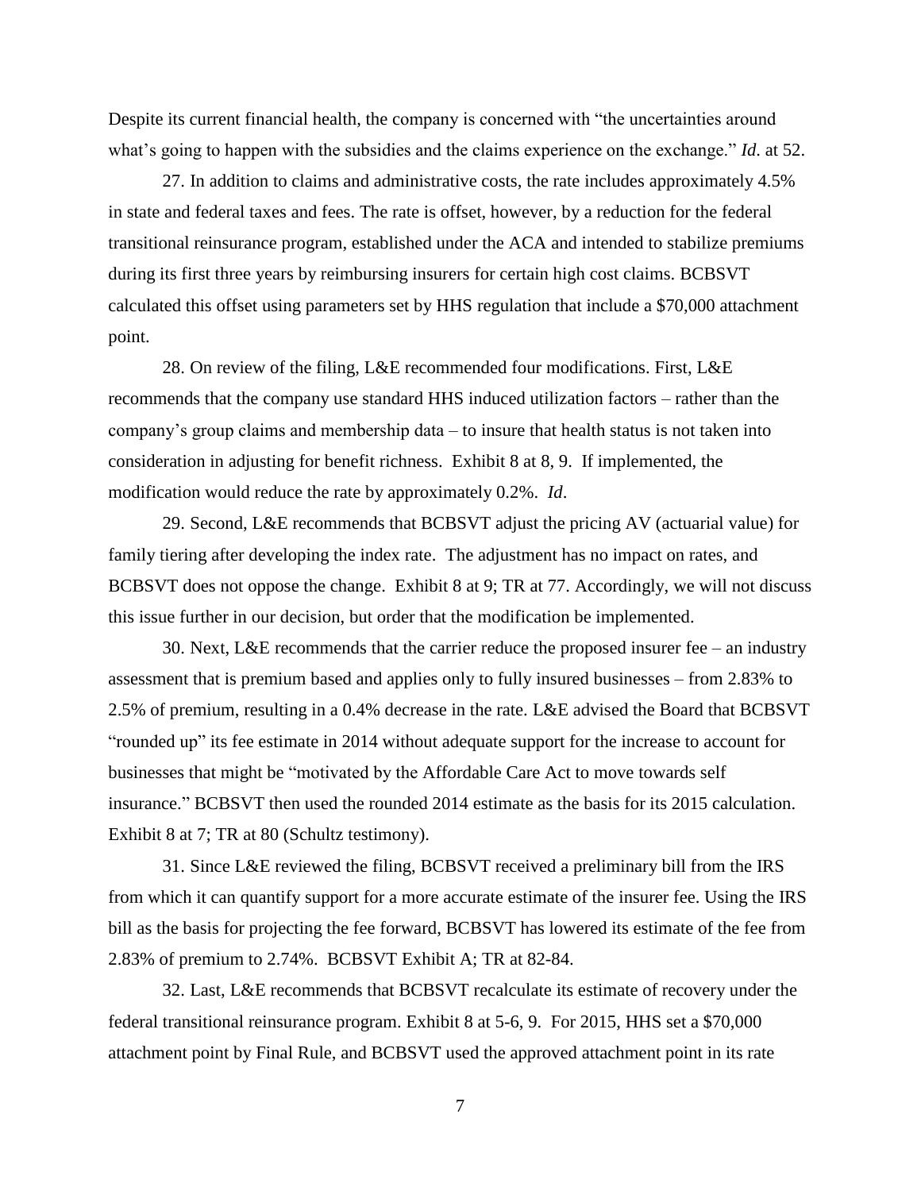Despite its current financial health, the company is concerned with "the uncertainties around what's going to happen with the subsidies and the claims experience on the exchange." *Id.* at 52.

27. In addition to claims and administrative costs, the rate includes approximately 4.5% in state and federal taxes and fees. The rate is offset, however, by a reduction for the federal transitional reinsurance program, established under the ACA and intended to stabilize premiums during its first three years by reimbursing insurers for certain high cost claims. BCBSVT calculated this offset using parameters set by HHS regulation that include a $70,000 attachment point.

28. On review of the filing, L&E recommended four modifications. First, L&E recommends that the company use standard HHS induced utilization factors – rather than the company's group claims and membership data – to insure that health status is not taken into consideration in adjusting for benefit richness. Exhibit 8 at 8, 9. If implemented, the modification would reduce the rate by approximately 0.2%. *Id*.

29. Second, L&E recommends that BCBSVT adjust the pricing AV (actuarial value) for family tiering after developing the index rate. The adjustment has no impact on rates, and BCBSVT does not oppose the change. Exhibit 8 at 9; TR at 77. Accordingly, we will not discuss this issue further in our decision, but order that the modification be implemented.

30. Next, L&E recommends that the carrier reduce the proposed insurer fee – an industry assessment that is premium based and applies only to fully insured businesses – from 2.83% to 2.5% of premium, resulting in a 0.4% decrease in the rate. L&E advised the Board that BCBSVT "rounded up" its fee estimate in 2014 without adequate support for the increase to account for businesses that might be "motivated by the Affordable Care Act to move towards self insurance." BCBSVT then used the rounded 2014 estimate as the basis for its 2015 calculation. Exhibit 8 at 7; TR at 80 (Schultz testimony).

31. Since L&E reviewed the filing, BCBSVT received a preliminary bill from the IRS from which it can quantify support for a more accurate estimate of the insurer fee. Using the IRS bill as the basis for projecting the fee forward, BCBSVT has lowered its estimate of the fee from 2.83% of premium to 2.74%. BCBSVT Exhibit A; TR at 82-84.

32. Last, L&E recommends that BCBSVT recalculate its estimate of recovery under the federal transitional reinsurance program. Exhibit 8 at 5-6, 9. For 2015, HHS set a $70,000 attachment point by Final Rule, and BCBSVT used the approved attachment point in its rate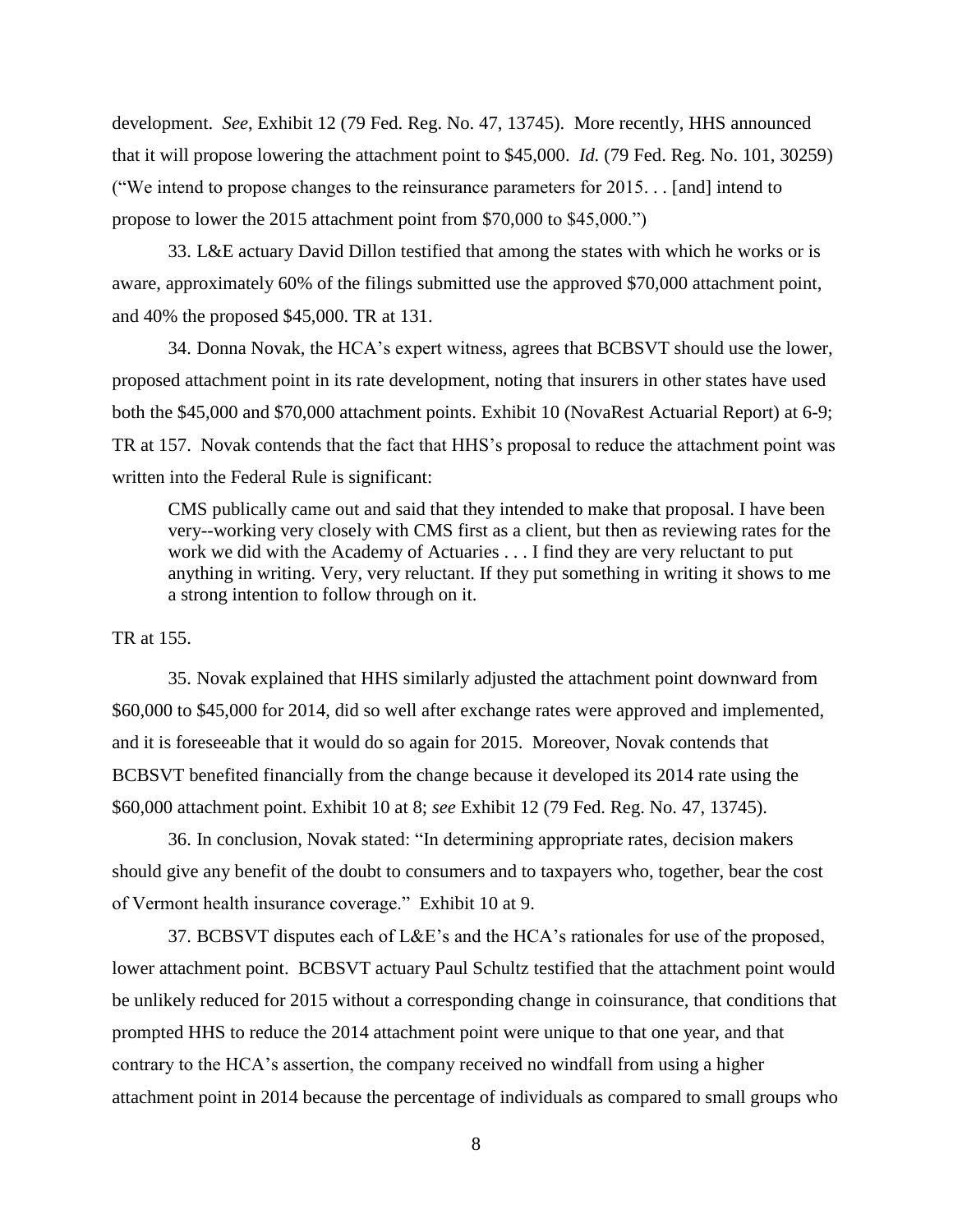development. *See*, Exhibit 12 (79 Fed. Reg. No. 47, 13745). More recently, HHS announced that it will propose lowering the attachment point to $45,000. *Id.* (79 Fed. Reg. No. 101, 30259) ("We intend to propose changes to the reinsurance parameters for 2015. . . [and] intend to propose to lower the 2015 attachment point from $70,000 to $45,000.")

33. L&E actuary David Dillon testified that among the states with which he works or is aware, approximately 60% of the filings submitted use the approved $70,000 attachment point, and 40% the proposed $45,000. TR at 131.

34. Donna Novak, the HCA's expert witness, agrees that BCBSVT should use the lower, proposed attachment point in its rate development, noting that insurers in other states have used both the $45,000 and $70,000 attachment points. Exhibit 10 (NovaRest Actuarial Report) at 6-9; TR at 157. Novak contends that the fact that HHS's proposal to reduce the attachment point was written into the Federal Rule is significant:

> CMS publically came out and said that they intended to make that proposal. I have been very--working very closely with CMS first as a client, but then as reviewing rates for the work we did with the Academy of Actuaries . . . I find they are very reluctant to put anything in writing. Very, very reluctant. If they put something in writing it shows to me a strong intention to follow through on it.

TR at 155.

35. Novak explained that HHS similarly adjusted the attachment point downward from $60,000 to $45,000 for 2014, did so well after exchange rates were approved and implemented, and it is foreseeable that it would do so again for 2015. Moreover, Novak contends that BCBSVT benefited financially from the change because it developed its 2014 rate using the $60,000 attachment point. Exhibit 10 at 8; *see* Exhibit 12 (79 Fed. Reg. No. 47, 13745).

36. In conclusion, Novak stated: "In determining appropriate rates, decision makers should give any benefit of the doubt to consumers and to taxpayers who, together, bear the cost of Vermont health insurance coverage." Exhibit 10 at 9.

37. BCBSVT disputes each of L&E's and the HCA's rationales for use of the proposed, lower attachment point. BCBSVT actuary Paul Schultz testified that the attachment point would be unlikely reduced for 2015 without a corresponding change in coinsurance, that conditions that prompted HHS to reduce the 2014 attachment point were unique to that one year, and that contrary to the HCA's assertion, the company received no windfall from using a higher attachment point in 2014 because the percentage of individuals as compared to small groups who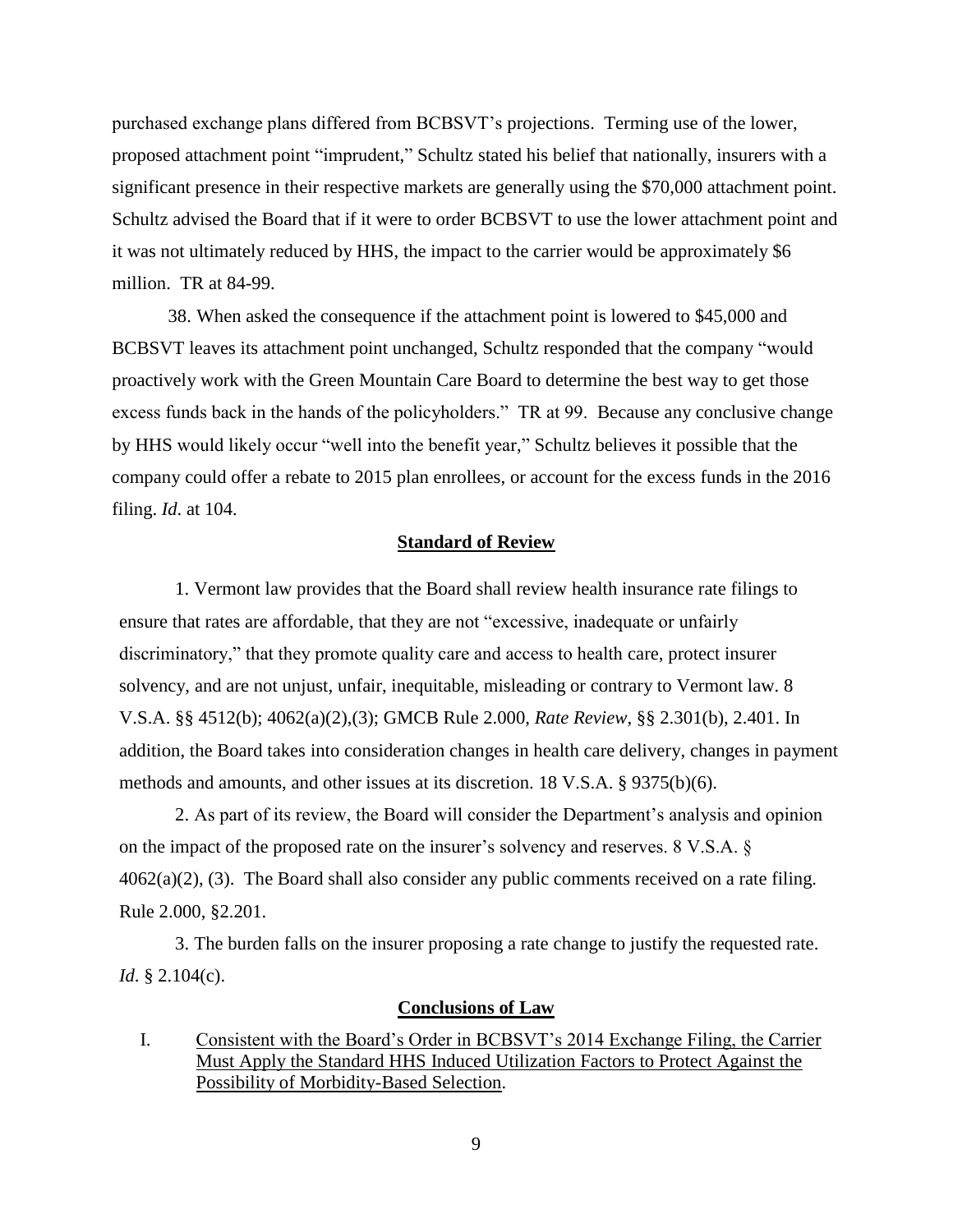purchased exchange plans differed from BCBSVT's projections. Terming use of the lower, proposed attachment point "imprudent," Schultz stated his belief that nationally, insurers with a significant presence in their respective markets are generally using the $70,000 attachment point. Schultz advised the Board that if it were to order BCBSVT to use the lower attachment point and it was not ultimately reduced by HHS, the impact to the carrier would be approximately $6 million. TR at 84-99.

38. When asked the consequence if the attachment point is lowered to $45,000 and BCBSVT leaves its attachment point unchanged, Schultz responded that the company "would proactively work with the Green Mountain Care Board to determine the best way to get those excess funds back in the hands of the policyholders." TR at 99. Because any conclusive change by HHS would likely occur "well into the benefit year," Schultz believes it possible that the company could offer a rebate to 2015 plan enrollees, or account for the excess funds in the 2016 filing. *Id*. at 104.

## Standard of Review

1. Vermont law provides that the Board shall review health insurance rate filings to ensure that rates are affordable, that they are not "excessive, inadequate or unfairly discriminatory," that they promote quality care and access to health care, protect insurer solvency, and are not unjust, unfair, inequitable, misleading or contrary to Vermont law. 8 V.S.A. §§ 4512(b); 4062(a)(2),(3); GMCB Rule 2.000, *Rate Review*, §§ 2.301(b), 2.401. In addition, the Board takes into consideration changes in health care delivery, changes in payment methods and amounts, and other issues at its discretion. 18 V.S.A. § 9375(b)(6).

2. As part of its review, the Board will consider the Department's analysis and opinion on the impact of the proposed rate on the insurer's solvency and reserves. 8 V.S.A. § 4062(a)(2), (3). The Board shall also consider any public comments received on a rate filing. Rule 2.000, §2.201.

3. The burden falls on the insurer proposing a rate change to justify the requested rate. *Id*. § 2.104(c).

## Conclusions of Law

I. Consistent with the Board's Order in BCBSVT's 2014 Exchange Filing, the Carrier Must Apply the Standard HHS Induced Utilization Factors to Protect Against the Possibility of Morbidity-Based Selection.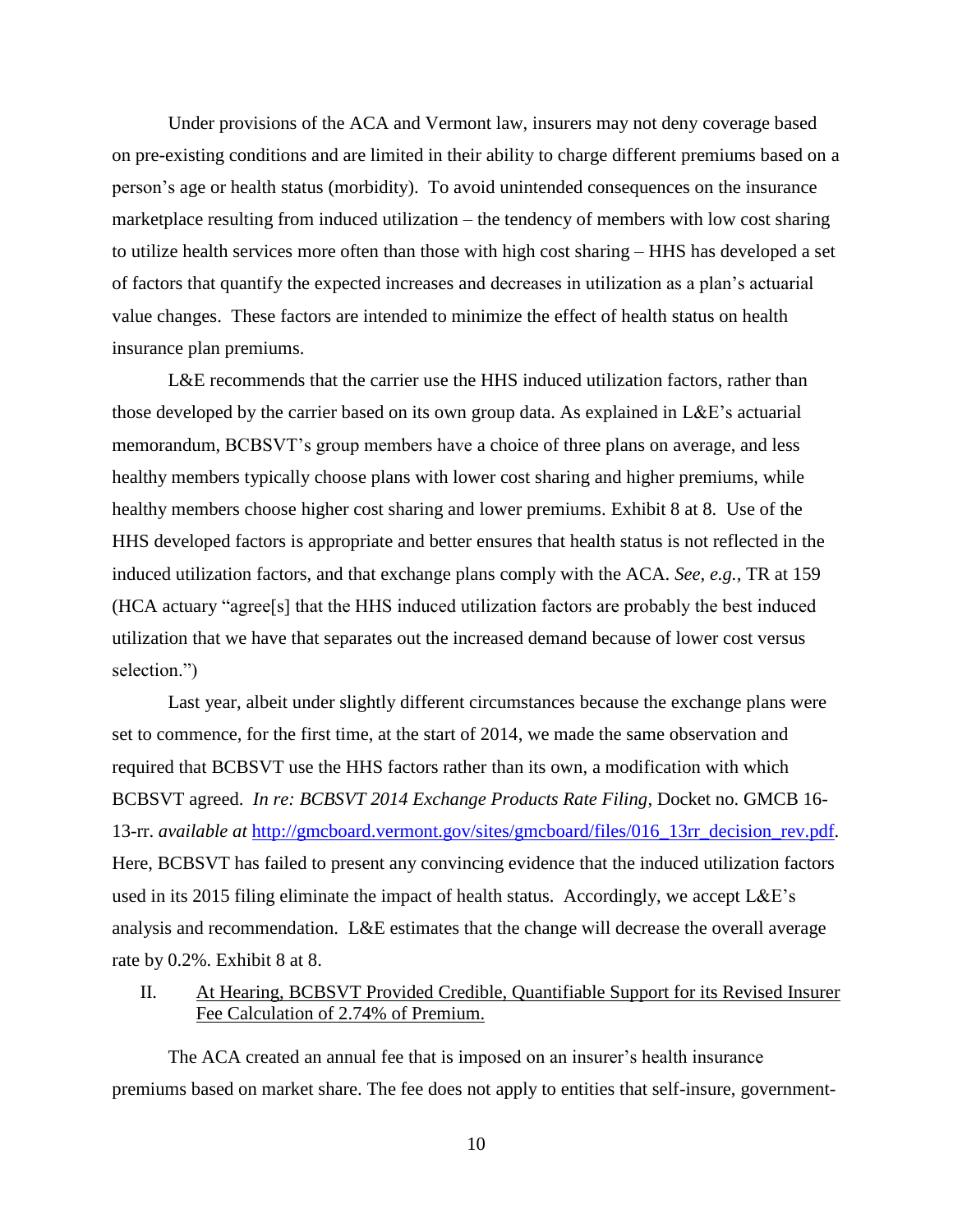Under provisions of the ACA and Vermont law, insurers may not deny coverage based on pre-existing conditions and are limited in their ability to charge different premiums based on a person's age or health status (morbidity). To avoid unintended consequences on the insurance marketplace resulting from induced utilization – the tendency of members with low cost sharing to utilize health services more often than those with high cost sharing – HHS has developed a set of factors that quantify the expected increases and decreases in utilization as a plan's actuarial value changes. These factors are intended to minimize the effect of health status on health insurance plan premiums.

L&E recommends that the carrier use the HHS induced utilization factors, rather than those developed by the carrier based on its own group data. As explained in L&E's actuarial memorandum, BCBSVT's group members have a choice of three plans on average, and less healthy members typically choose plans with lower cost sharing and higher premiums, while healthy members choose higher cost sharing and lower premiums. Exhibit 8 at 8. Use of the HHS developed factors is appropriate and better ensures that health status is not reflected in the induced utilization factors, and that exchange plans comply with the ACA. *See, e.g.*, TR at 159 (HCA actuary "agree[s] that the HHS induced utilization factors are probably the best induced utilization that we have that separates out the increased demand because of lower cost versus selection.")

Last year, albeit under slightly different circumstances because the exchange plans were set to commence, for the first time, at the start of 2014, we made the same observation and required that BCBSVT use the HHS factors rather than its own, a modification with which BCBSVT agreed. *In re: BCBSVT 2014 Exchange Products Rate Filing*, Docket no. GMCB 16-13-rr. *available at* [http://gmcboard.vermont.gov/sites/gmcboard/files/016_13rr_decision_rev.pdf](http://gmcboard.vermont.gov/sites/gmcboard/files/016_13rr_decision_rev.pdf). Here, BCBSVT has failed to present any convincing evidence that the induced utilization factors used in its 2015 filing eliminate the impact of health status. Accordingly, we accept L&E's analysis and recommendation. L&E estimates that the change will decrease the overall average rate by 0.2%. Exhibit 8 at 8.

## II. At Hearing, BCBSVT Provided Credible, Quantifiable Support for its Revised Insurer Fee Calculation of 2.74% of Premium.

The ACA created an annual fee that is imposed on an insurer's health insurance premiums based on market share. The fee does not apply to entities that self-insure, government-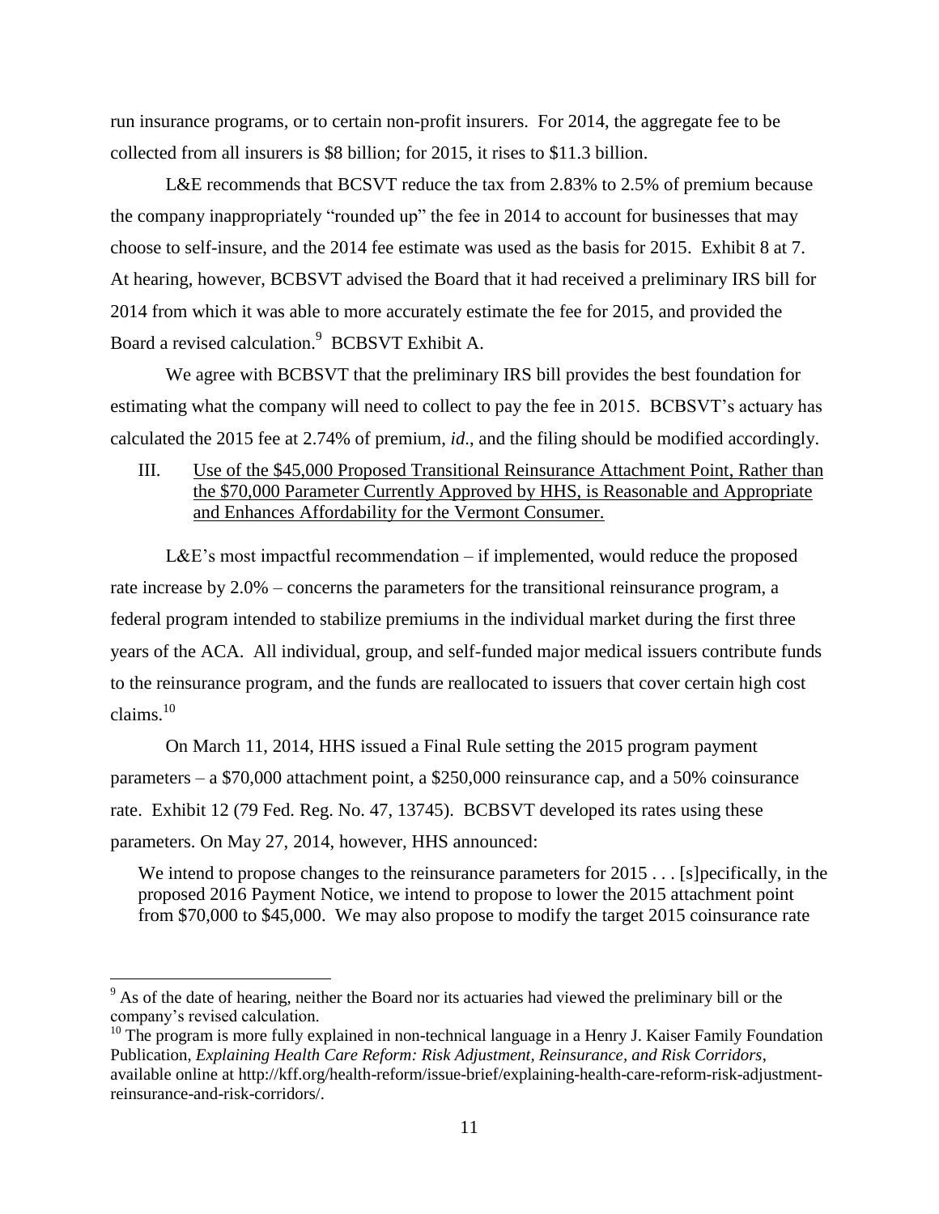run insurance programs, or to certain non-profit insurers. For 2014, the aggregate fee to be collected from all insurers is $8 billion; for 2015, it rises to $11.3 billion.

L&E recommends that BCSVT reduce the tax from 2.83% to 2.5% of premium because the company inappropriately "rounded up" the fee in 2014 to account for businesses that may choose to self-insure, and the 2014 fee estimate was used as the basis for 2015. Exhibit 8 at 7. At hearing, however, BCBSVT advised the Board that it had received a preliminary IRS bill for 2014 from which it was able to more accurately estimate the fee for 2015, and provided the Board a revised calculation.[9] BCBSVT Exhibit A.

We agree with BCBSVT that the preliminary IRS bill provides the best foundation for estimating what the company will need to collect to pay the fee in 2015. BCBSVT's actuary has calculated the 2015 fee at 2.74% of premium, *id*., and the filing should be modified accordingly.

III. Use of the $45,000 Proposed Transitional Reinsurance Attachment Point, Rather than the $70,000 Parameter Currently Approved by HHS, is Reasonable and Appropriate and Enhances Affordability for the Vermont Consumer.

L&E's most impactful recommendation – if implemented, would reduce the proposed rate increase by 2.0% – concerns the parameters for the transitional reinsurance program, a federal program intended to stabilize premiums in the individual market during the first three years of the ACA. All individual, group, and self-funded major medical issuers contribute funds to the reinsurance program, and the funds are reallocated to issuers that cover certain high cost claims.[10]

On March 11, 2014, HHS issued a Final Rule setting the 2015 program payment parameters – a $70,000 attachment point, a $250,000 reinsurance cap, and a 50% coinsurance rate. Exhibit 12 (79 Fed. Reg. No. 47, 13745). BCBSVT developed its rates using these parameters. On May 27, 2014, however, HHS announced:

> We intend to propose changes to the reinsurance parameters for 2015 . . . [s]pecifically, in the proposed 2016 Payment Notice, we intend to propose to lower the 2015 attachment point from $70,000 to $45,000. We may also propose to modify the target 2015 coinsurance rate

---

[9] As of the date of hearing, neither the Board nor its actuaries had viewed the preliminary bill or the company's revised calculation.

[10] The program is more fully explained in non-technical language in a Henry J. Kaiser Family Foundation Publication, *Explaining Health Care Reform: Risk Adjustment, Reinsurance, and Risk Corridors*, available online at http://kff.org/health-reform/issue-brief/explaining-health-care-reform-risk-adjustment-reinsurance-and-risk-corridors/.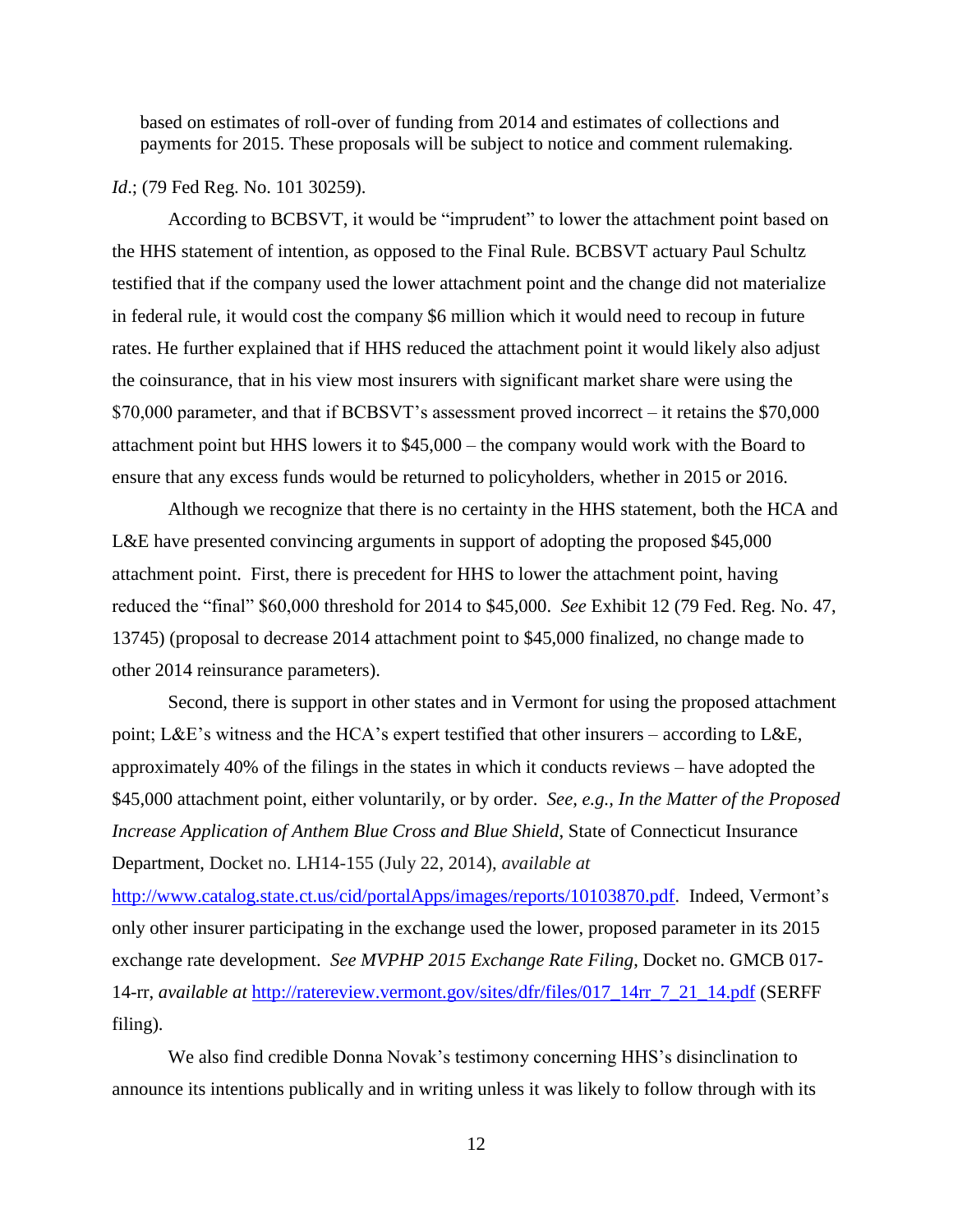based on estimates of roll-over of funding from 2014 and estimates of collections and payments for 2015. These proposals will be subject to notice and comment rulemaking.

*Id*.; (79 Fed Reg. No. 101 30259).

According to BCBSVT, it would be "imprudent" to lower the attachment point based on the HHS statement of intention, as opposed to the Final Rule. BCBSVT actuary Paul Schultz testified that if the company used the lower attachment point and the change did not materialize in federal rule, it would cost the company $6 million which it would need to recoup in future rates. He further explained that if HHS reduced the attachment point it would likely also adjust the coinsurance, that in his view most insurers with significant market share were using the $70,000 parameter, and that if BCBSVT's assessment proved incorrect – it retains the $70,000 attachment point but HHS lowers it to $45,000 – the company would work with the Board to ensure that any excess funds would be returned to policyholders, whether in 2015 or 2016.

Although we recognize that there is no certainty in the HHS statement, both the HCA and L&E have presented convincing arguments in support of adopting the proposed $45,000 attachment point. First, there is precedent for HHS to lower the attachment point, having reduced the "final" $60,000 threshold for 2014 to $45,000. *See* Exhibit 12 (79 Fed. Reg. No. 47, 13745) (proposal to decrease 2014 attachment point to $45,000 finalized, no change made to other 2014 reinsurance parameters).

Second, there is support in other states and in Vermont for using the proposed attachment point; L&E's witness and the HCA's expert testified that other insurers – according to L&E, approximately 40% of the filings in the states in which it conducts reviews – have adopted the $45,000 attachment point, either voluntarily, or by order. *See, e.g., In the Matter of the Proposed Increase Application of Anthem Blue Cross and Blue Shield*, State of Connecticut Insurance Department, Docket no. LH14-155 (July 22, 2014), *available at* http://www.catalog.state.ct.us/cid/portalApps/images/reports/10103870.pdf. Indeed, Vermont's only other insurer participating in the exchange used the lower, proposed parameter in its 2015 exchange rate development. *See MVPHP 2015 Exchange Rate Filing*, Docket no. GMCB 017-14-rr, *available at* http://ratereview.vermont.gov/sites/dfr/files/017_14rr_7_21_14.pdf (SERFF filing).

We also find credible Donna Novak's testimony concerning HHS's disinclination to announce its intentions publically and in writing unless it was likely to follow through with its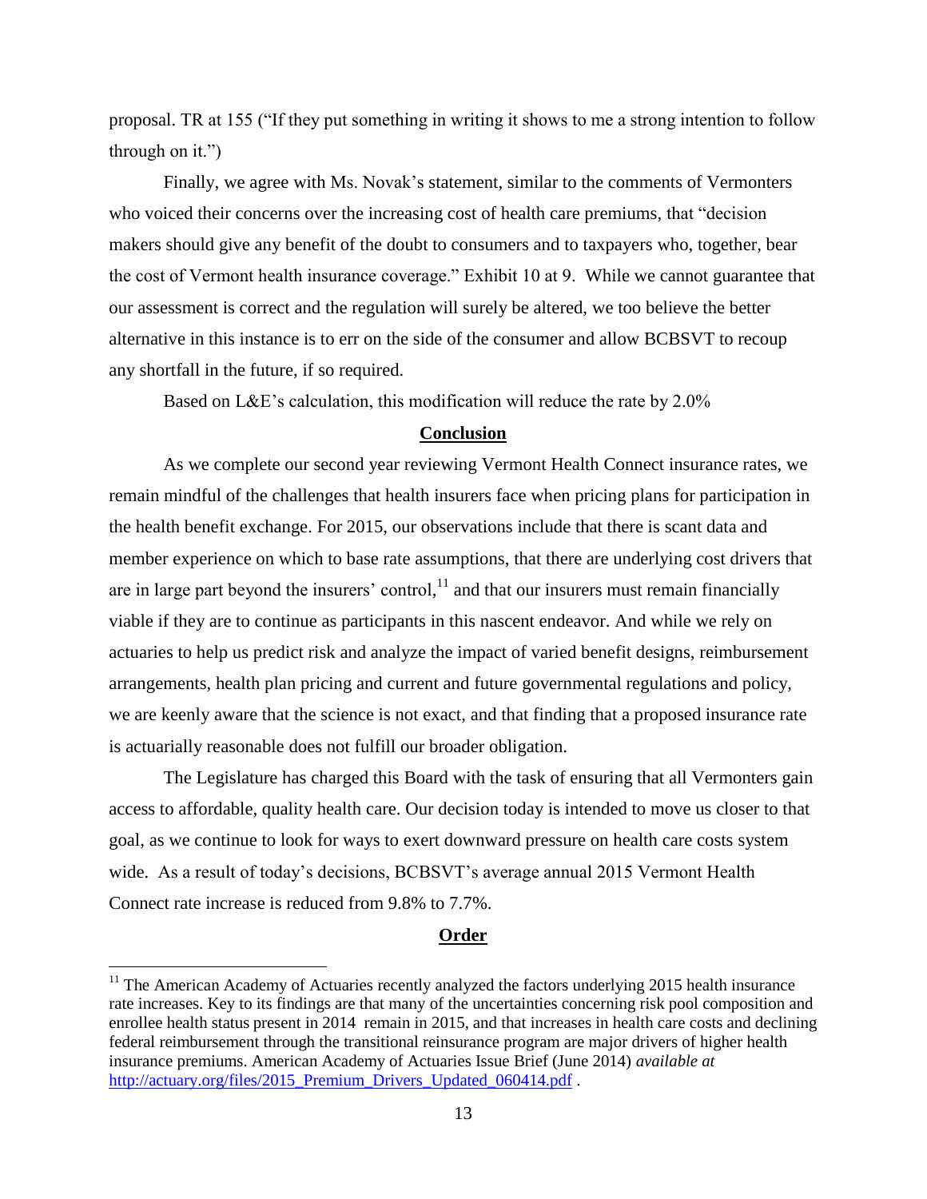proposal. TR at 155 ("If they put something in writing it shows to me a strong intention to follow through on it.")

Finally, we agree with Ms. Novak's statement, similar to the comments of Vermonters who voiced their concerns over the increasing cost of health care premiums, that "decision makers should give any benefit of the doubt to consumers and to taxpayers who, together, bear the cost of Vermont health insurance coverage." Exhibit 10 at 9. While we cannot guarantee that our assessment is correct and the regulation will surely be altered, we too believe the better alternative in this instance is to err on the side of the consumer and allow BCBSVT to recoup any shortfall in the future, if so required.

Based on L&E's calculation, this modification will reduce the rate by 2.0%

## Conclusion

As we complete our second year reviewing Vermont Health Connect insurance rates, we remain mindful of the challenges that health insurers face when pricing plans for participation in the health benefit exchange. For 2015, our observations include that there is scant data and member experience on which to base rate assumptions, that there are underlying cost drivers that are in large part beyond the insurers' control,[11] and that our insurers must remain financially viable if they are to continue as participants in this nascent endeavor. And while we rely on actuaries to help us predict risk and analyze the impact of varied benefit designs, reimbursement arrangements, health plan pricing and current and future governmental regulations and policy, we are keenly aware that the science is not exact, and that finding that a proposed insurance rate is actuarially reasonable does not fulfill our broader obligation.

The Legislature has charged this Board with the task of ensuring that all Vermonters gain access to affordable, quality health care. Our decision today is intended to move us closer to that goal, as we continue to look for ways to exert downward pressure on health care costs system wide. As a result of today's decisions, BCBSVT's average annual 2015 Vermont Health Connect rate increase is reduced from 9.8% to 7.7%.

## Order

[11] The American Academy of Actuaries recently analyzed the factors underlying 2015 health insurance rate increases. Key to its findings are that many of the uncertainties concerning risk pool composition and enrollee health status present in 2014 remain in 2015, and that increases in health care costs and declining federal reimbursement through the transitional reinsurance program are major drivers of higher health insurance premiums. American Academy of Actuaries Issue Brief (June 2014) *available at* http://actuary.org/files/2015_Premium_Drivers_Updated_060414.pdf .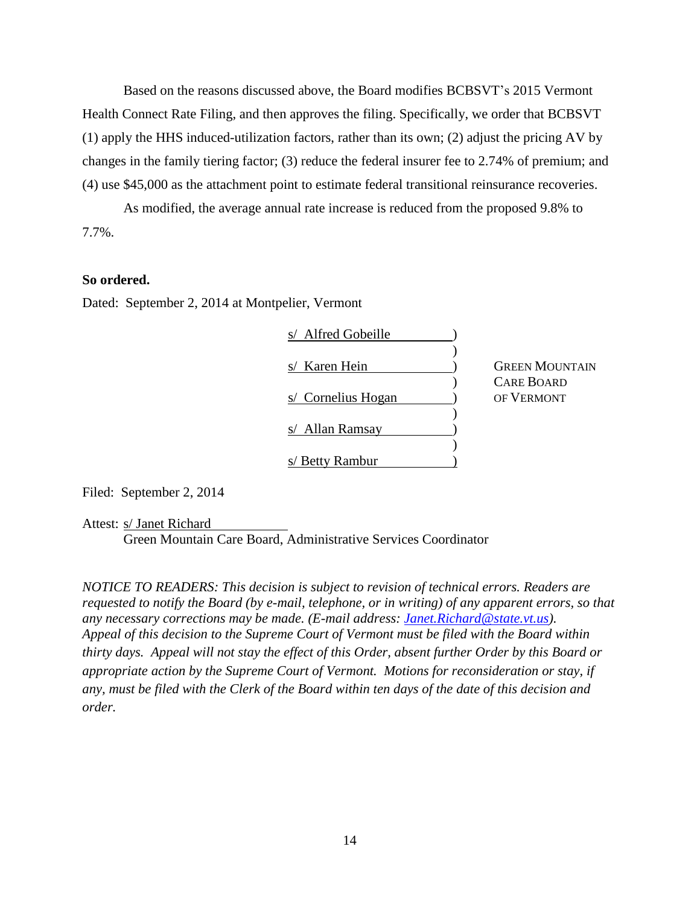Based on the reasons discussed above, the Board modifies BCBSVT's 2015 Vermont Health Connect Rate Filing, and then approves the filing. Specifically, we order that BCBSVT (1) apply the HHS induced-utilization factors, rather than its own; (2) adjust the pricing AV by changes in the family tiering factor; (3) reduce the federal insurer fee to 2.74% of premium; and (4) use $45,000 as the attachment point to estimate federal transitional reinsurance recoveries.

As modified, the average annual rate increase is reduced from the proposed 9.8% to 7.7%.

**So ordered.**

Dated: September 2, 2014 at Montpelier, Vermont

s/ Alfred Gobeille )
)
s/ Karen Hein ) GREEN MOUNTAIN
) CARE BOARD
s/ Cornelius Hogan ) OF VERMONT
)
s/ Allan Ramsay )
)
s/ Betty Rambur )

Filed: September 2, 2014

Attest: s/ Janet Richard
Green Mountain Care Board, Administrative Services Coordinator

*NOTICE TO READERS: This decision is subject to revision of technical errors. Readers are requested to notify the Board (by e-mail, telephone, or in writing) of any apparent errors, so that any necessary corrections may be made. (E-mail address: Janet.Richard@state.vt.us). Appeal of this decision to the Supreme Court of Vermont must be filed with the Board within thirty days. Appeal will not stay the effect of this Order, absent further Order by this Board or appropriate action by the Supreme Court of Vermont. Motions for reconsideration or stay, if any, must be filed with the Clerk of the Board within ten days of the date of this decision and order.*